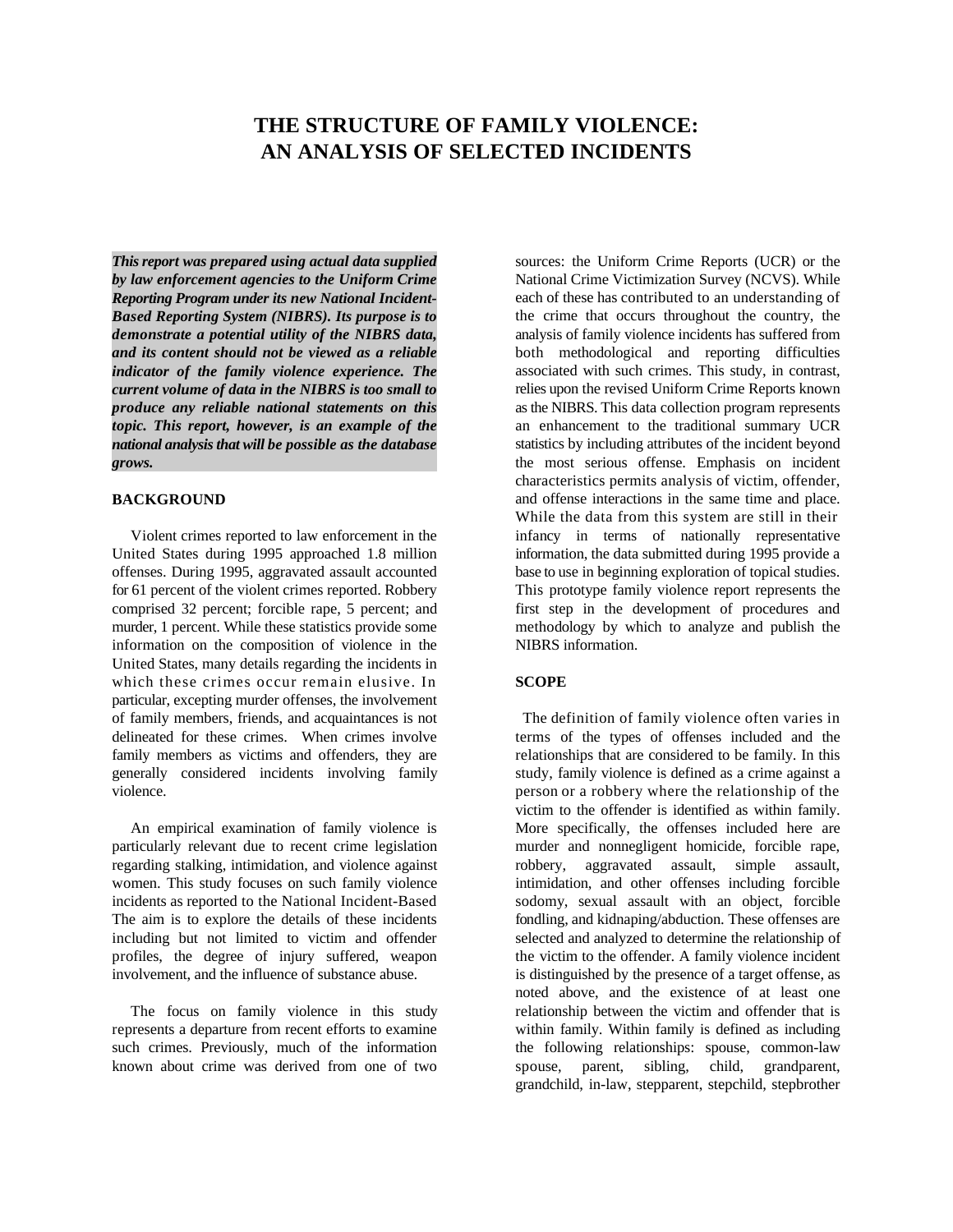# THE STRUCTURE OF FAMILY VIOLENCE: AN ANALYSIS OF SELECTED INCIDENTS

***This report was prepared using actual data supplied by law enforcement agencies to the Uniform Crime Reporting Program under its new National Incident-Based Reporting System (NIBRS). Its purpose is to demonstrate a potential utility of the NIBRS data, and its content should not be viewed as a reliable indicator of the family violence experience. The current volume of data in the NIBRS is too small to produce any reliable national statements on this topic. This report, however, is an example of the national analysis that will be possible as the database grows.***

## BACKGROUND

Violent crimes reported to law enforcement in the United States during 1995 approached 1.8 million offenses. During 1995, aggravated assault accounted for 61 percent of the violent crimes reported. Robbery comprised 32 percent; forcible rape, 5 percent; and murder, 1 percent. While these statistics provide some information on the composition of violence in the United States, many details regarding the incidents in which these crimes occur remain elusive. In particular, excepting murder offenses, the involvement of family members, friends, and acquaintances is not delineated for these crimes. When crimes involve family members as victims and offenders, they are generally considered incidents involving family violence.

An empirical examination of family violence is particularly relevant due to recent crime legislation regarding stalking, intimidation, and violence against women. This study focuses on such family violence incidents as reported to the National Incident-Based The aim is to explore the details of these incidents including but not limited to victim and offender profiles, the degree of injury suffered, weapon involvement, and the influence of substance abuse.

The focus on family violence in this study represents a departure from recent efforts to examine such crimes. Previously, much of the information known about crime was derived from one of two sources: the Uniform Crime Reports (UCR) or the National Crime Victimization Survey (NCVS). While each of these has contributed to an understanding of the crime that occurs throughout the country, the analysis of family violence incidents has suffered from both methodological and reporting difficulties associated with such crimes. This study, in contrast, relies upon the revised Uniform Crime Reports known as the NIBRS. This data collection program represents an enhancement to the traditional summary UCR statistics by including attributes of the incident beyond the most serious offense. Emphasis on incident characteristics permits analysis of victim, offender, and offense interactions in the same time and place. While the data from this system are still in their infancy in terms of nationally representative information, the data submitted during 1995 provide a base to use in beginning exploration of topical studies. This prototype family violence report represents the first step in the development of procedures and methodology by which to analyze and publish the NIBRS information.

## SCOPE

The definition of family violence often varies in terms of the types of offenses included and the relationships that are considered to be family. In this study, family violence is defined as a crime against a person or a robbery where the relationship of the victim to the offender is identified as within family. More specifically, the offenses included here are murder and nonnegligent homicide, forcible rape, robbery, aggravated assault, simple assault, intimidation, and other offenses including forcible sodomy, sexual assault with an object, forcible fondling, and kidnaping/abduction. These offenses are selected and analyzed to determine the relationship of the victim to the offender. A family violence incident is distinguished by the presence of a target offense, as noted above, and the existence of at least one relationship between the victim and offender that is within family. Within family is defined as including the following relationships: spouse, common-law spouse, parent, sibling, child, grandparent, grandchild, in-law, stepparent, stepchild, stepbrother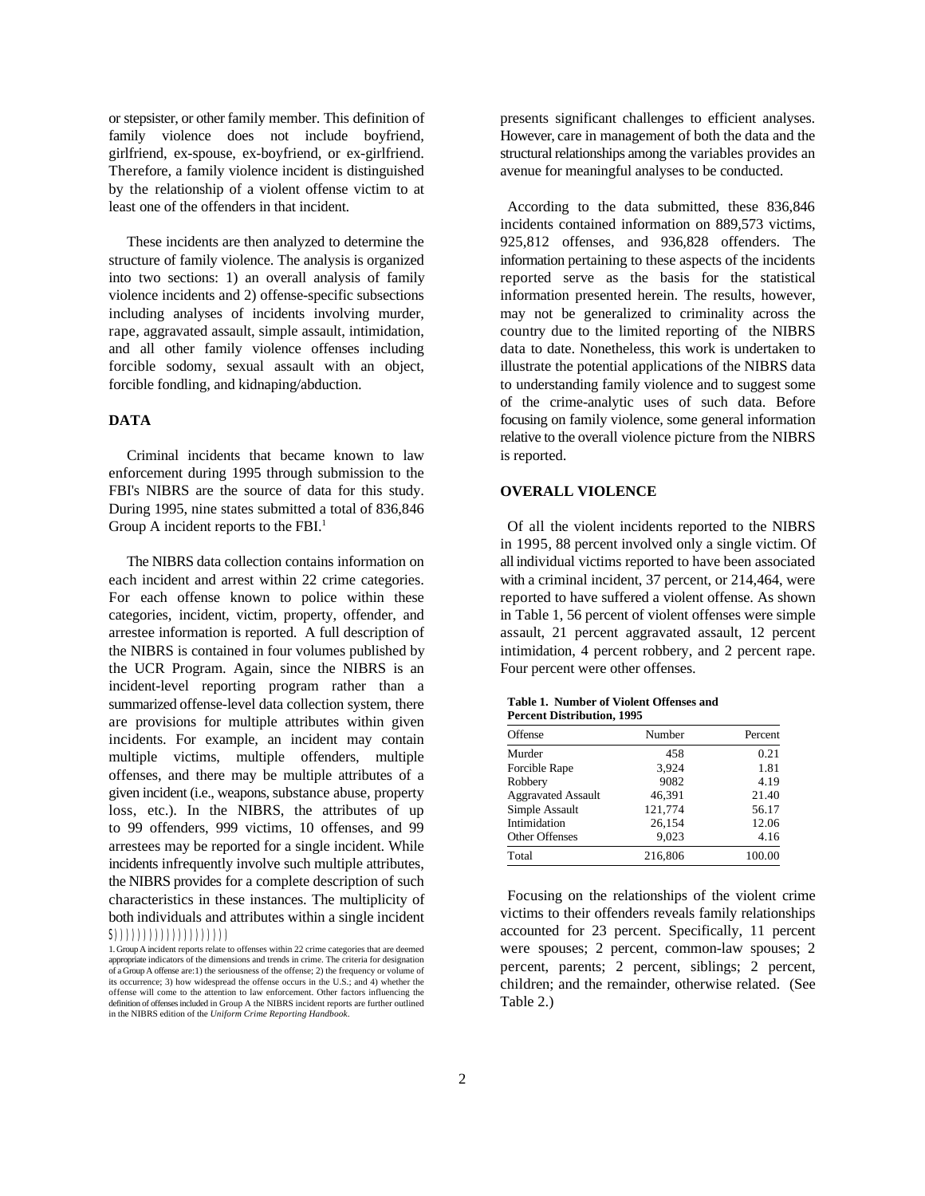or stepsister, or other family member. This definition of family violence does not include boyfriend, girlfriend, ex-spouse, ex-boyfriend, or ex-girlfriend. Therefore, a family violence incident is distinguished by the relationship of a violent offense victim to at least one of the offenders in that incident.

These incidents are then analyzed to determine the structure of family violence. The analysis is organized into two sections: 1) an overall analysis of family violence incidents and 2) offense-specific subsections including analyses of incidents involving murder, rape, aggravated assault, simple assault, intimidation, and all other family violence offenses including forcible sodomy, sexual assault with an object, forcible fondling, and kidnaping/abduction.

## DATA

Criminal incidents that became known to law enforcement during 1995 through submission to the FBI's NIBRS are the source of data for this study. During 1995, nine states submitted a total of 836,846 Group A incident reports to the FBI.[1]

The NIBRS data collection contains information on each incident and arrest within 22 crime categories. For each offense known to police within these categories, incident, victim, property, offender, and arrestee information is reported. A full description of the NIBRS is contained in four volumes published by the UCR Program. Again, since the NIBRS is an incident-level reporting program rather than a summarized offense-level data collection system, there are provisions for multiple attributes within given incidents. For example, an incident may contain multiple victims, multiple offenders, multiple offenses, and there may be multiple attributes of a given incident (i.e., weapons, substance abuse, property loss, etc.). In the NIBRS, the attributes of up to 99 offenders, 999 victims, 10 offenses, and 99 arrestees may be reported for a single incident. While incidents infrequently involve such multiple attributes, the NIBRS provides for a complete description of such characteristics in these instances. The multiplicity of both individuals and attributes within a single incident presents significant challenges to efficient analyses. However, care in management of both the data and the structural relationships among the variables provides an avenue for meaningful analyses to be conducted.

According to the data submitted, these 836,846 incidents contained information on 889,573 victims, 925,812 offenses, and 936,828 offenders. The information pertaining to these aspects of the incidents reported serve as the basis for the statistical information presented herein. The results, however, may not be generalized to criminality across the country due to the limited reporting of the NIBRS data to date. Nonetheless, this work is undertaken to illustrate the potential applications of the NIBRS data to understanding family violence and to suggest some of the crime-analytic uses of such data. Before focusing on family violence, some general information relative to the overall violence picture from the NIBRS is reported.

## OVERALL VIOLENCE

Of all the violent incidents reported to the NIBRS in 1995, 88 percent involved only a single victim. Of all individual victims reported to have been associated with a criminal incident, 37 percent, or 214,464, were reported to have suffered a violent offense. As shown in Table 1, 56 percent of violent offenses were simple assault, 21 percent aggravated assault, 12 percent intimidation, 4 percent robbery, and 2 percent rape. Four percent were other offenses.

**Table 1. Number of Violent Offenses and Percent Distribution, 1995**

| Offense | Number | Percent |
|---|---|---|
| Murder | 458 | 0.21 |
| Forcible Rape | 3,924 | 1.81 |
| Robbery | 9082 | 4.19 |
| Aggravated Assault | 46,391 | 21.40 |
| Simple Assault | 121,774 | 56.17 |
| Intimidation | 26,154 | 12.06 |
| Other Offenses | 9,023 | 4.16 |
| Total | 216,806 | 100.00 |

Focusing on the relationships of the violent crime victims to their offenders reveals family relationships accounted for 23 percent. Specifically, 11 percent were spouses; 2 percent, common-law spouses; 2 percent, parents; 2 percent, siblings; 2 percent, children; and the remainder, otherwise related. (See Table 2.)

---

1. Group A incident reports relate to offenses within 22 crime categories that are deemed appropriate indicators of the dimensions and trends in crime. The criteria for designation of a Group A offense are: 1) the seriousness of the offense; 2) the frequency or volume of its occurrence; 3) how widespread the offense occurs in the U.S.; and 4) whether the offense will come to the attention to law enforcement. Other factors influencing the definition of offenses included in Group A the NIBRS incident reports are further outlined in the NIBRS edition of the *Uniform Crime Reporting Handbook*.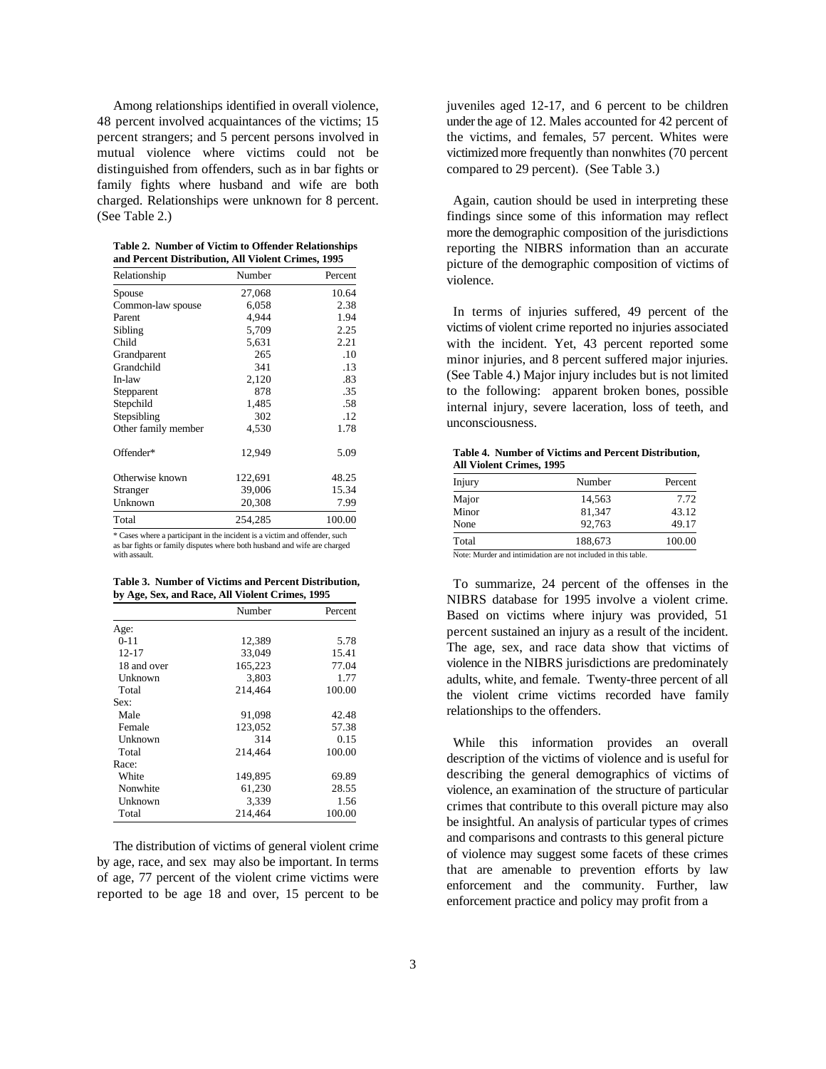Among relationships identified in overall violence, 48 percent involved acquaintances of the victims; 15 percent strangers; and 5 percent persons involved in mutual violence where victims could not be distinguished from offenders, such as in bar fights or family fights where husband and wife are both charged. Relationships were unknown for 8 percent. (See Table 2.)

**Table 2. Number of Victim to Offender Relationships and Percent Distribution, All Violent Crimes, 1995**

| Relationship | Number | Percent |
|---|---|---|
| Spouse | 27,068 | 10.64 |
| Common-law spouse | 6,058 | 2.38 |
| Parent | 4,944 | 1.94 |
| Sibling | 5,709 | 2.25 |
| Child | 5,631 | 2.21 |
| Grandparent | 265 | .10 |
| Grandchild | 341 | .13 |
| In-law | 2,120 | .83 |
| Stepparent | 878 | .35 |
| Stepchild | 1,485 | .58 |
| Stepsibling | 302 | .12 |
| Other family member | 4,530 | 1.78 |
| Offender* | 12,949 | 5.09 |
| Otherwise known | 122,691 | 48.25 |
| Stranger | 39,006 | 15.34 |
| Unknown | 20,308 | 7.99 |
| Total | 254,285 | 100.00 |

\* Cases where a participant in the incident is a victim and offender, such as bar fights or family disputes where both husband and wife are charged with assault.

**Table 3. Number of Victims and Percent Distribution, by Age, Sex, and Race, All Violent Crimes, 1995**

| | Number | Percent |
|---|---|---|
| Age: | | |
| 0-11 | 12,389 | 5.78 |
| 12-17 | 33,049 | 15.41 |
| 18 and over | 165,223 | 77.04 |
| Unknown | 3,803 | 1.77 |
| Total | 214,464 | 100.00 |
| Sex: | | |
| Male | 91,098 | 42.48 |
| Female | 123,052 | 57.38 |
| Unknown | 314 | 0.15 |
| Total | 214,464 | 100.00 |
| Race: | | |
| White | 149,895 | 69.89 |
| Nonwhite | 61,230 | 28.55 |
| Unknown | 3,339 | 1.56 |
| Total | 214,464 | 100.00 |

The distribution of victims of general violent crime by age, race, and sex may also be important. In terms of age, 77 percent of the violent crime victims were reported to be age 18 and over, 15 percent to be juveniles aged 12-17, and 6 percent to be children under the age of 12. Males accounted for 42 percent of the victims, and females, 57 percent. Whites were victimized more frequently than nonwhites (70 percent compared to 29 percent). (See Table 3.)

Again, caution should be used in interpreting these findings since some of this information may reflect more the demographic composition of the jurisdictions reporting the NIBRS information than an accurate picture of the demographic composition of victims of violence.

In terms of injuries suffered, 49 percent of the victims of violent crime reported no injuries associated with the incident. Yet, 43 percent reported some minor injuries, and 8 percent suffered major injuries. (See Table 4.) Major injury includes but is not limited to the following: apparent broken bones, possible internal injury, severe laceration, loss of teeth, and unconsciousness.

**Table 4. Number of Victims and Percent Distribution, All Violent Crimes, 1995**

| Injury | Number | Percent |
|---|---|---|
| Major | 14,563 | 7.72 |
| Minor | 81,347 | 43.12 |
| None | 92,763 | 49.17 |
| Total | 188,673 | 100.00 |

Note: Murder and intimidation are not included in this table.

To summarize, 24 percent of the offenses in the NIBRS database for 1995 involve a violent crime. Based on victims where injury was provided, 51 percent sustained an injury as a result of the incident. The age, sex, and race data show that victims of violence in the NIBRS jurisdictions are predominately adults, white, and female. Twenty-three percent of all the violent crime victims recorded have family relationships to the offenders.

While this information provides an overall description of the victims of violence and is useful for describing the general demographics of victims of violence, an examination of the structure of particular crimes that contribute to this overall picture may also be insightful. An analysis of particular types of crimes and comparisons and contrasts to this general picture of violence may suggest some facets of these crimes that are amenable to prevention efforts by law enforcement and the community. Further, law enforcement practice and policy may profit from a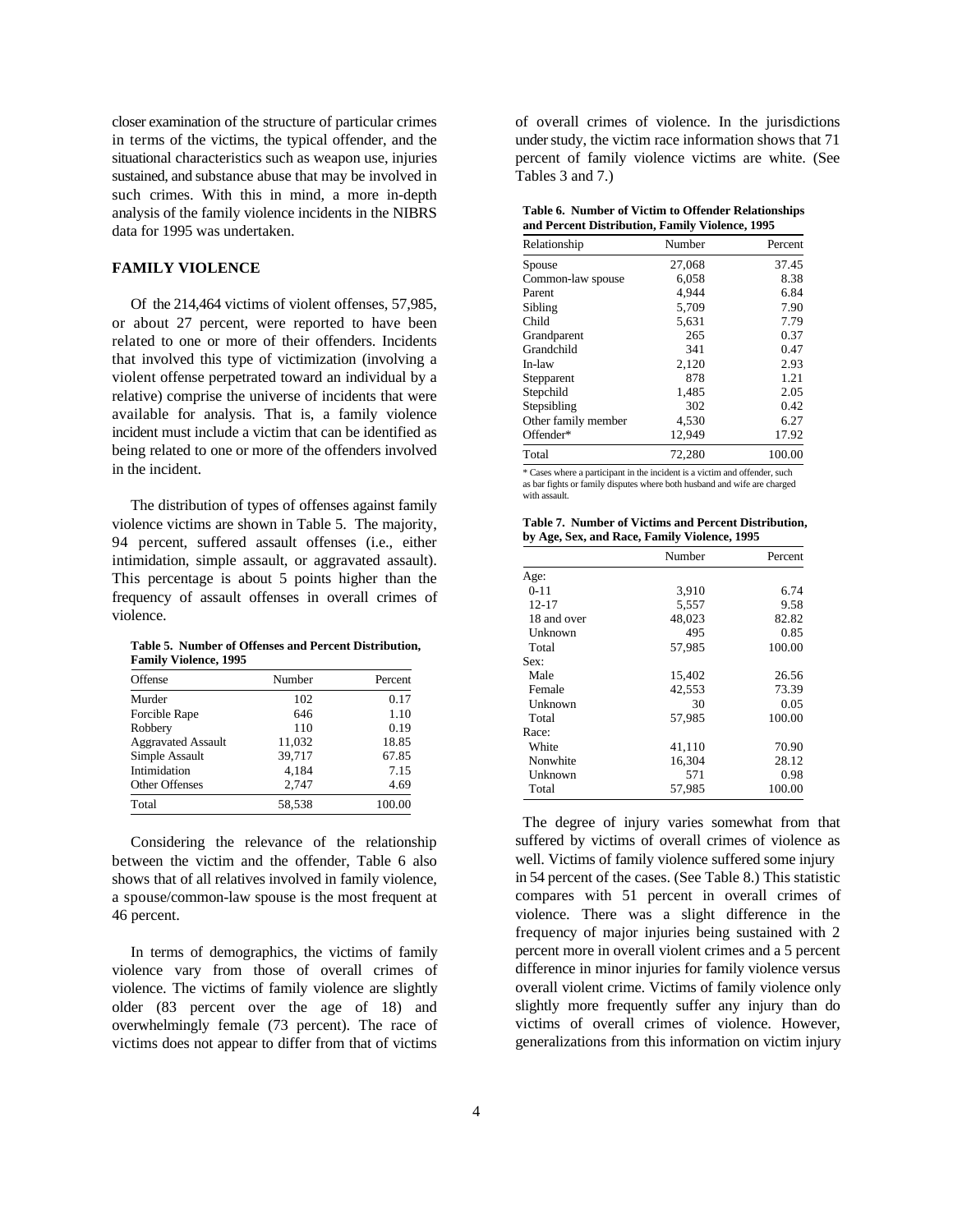closer examination of the structure of particular crimes in terms of the victims, the typical offender, and the situational characteristics such as weapon use, injuries sustained, and substance abuse that may be involved in such crimes. With this in mind, a more in-depth analysis of the family violence incidents in the NIBRS data for 1995 was undertaken.

## FAMILY VIOLENCE

Of the 214,464 victims of violent offenses, 57,985, or about 27 percent, were reported to have been related to one or more of their offenders. Incidents that involved this type of victimization (involving a violent offense perpetrated toward an individual by a relative) comprise the universe of incidents that were available for analysis. That is, a family violence incident must include a victim that can be identified as being related to one or more of the offenders involved in the incident.

The distribution of types of offenses against family violence victims are shown in Table 5. The majority, 94 percent, suffered assault offenses (i.e., either intimidation, simple assault, or aggravated assault). This percentage is about 5 points higher than the frequency of assault offenses in overall crimes of violence.

**Table 5. Number of Offenses and Percent Distribution, Family Violence, 1995**

| Offense | Number | Percent |
|---|---|---|
| Murder | 102 | 0.17 |
| Forcible Rape | 646 | 1.10 |
| Robbery | 110 | 0.19 |
| Aggravated Assault | 11,032 | 18.85 |
| Simple Assault | 39,717 | 67.85 |
| Intimidation | 4,184 | 7.15 |
| Other Offenses | 2,747 | 4.69 |
| Total | 58,538 | 100.00 |

Considering the relevance of the relationship between the victim and the offender, Table 6 also shows that of all relatives involved in family violence, a spouse/common-law spouse is the most frequent at 46 percent.

In terms of demographics, the victims of family violence vary from those of overall crimes of violence. The victims of family violence are slightly older (83 percent over the age of 18) and overwhelmingly female (73 percent). The race of victims does not appear to differ from that of victims of overall crimes of violence. In the jurisdictions under study, the victim race information shows that 71 percent of family violence victims are white. (See Tables 3 and 7.)

**Table 6. Number of Victim to Offender Relationships and Percent Distribution, Family Violence, 1995**

| Relationship | Number | Percent |
|---|---|---|
| Spouse | 27,068 | 37.45 |
| Common-law spouse | 6,058 | 8.38 |
| Parent | 4,944 | 6.84 |
| Sibling | 5,709 | 7.90 |
| Child | 5,631 | 7.79 |
| Grandparent | 265 | 0.37 |
| Grandchild | 341 | 0.47 |
| In-law | 2,120 | 2.93 |
| Stepparent | 878 | 1.21 |
| Stepchild | 1,485 | 2.05 |
| Stepsibling | 302 | 0.42 |
| Other family member | 4,530 | 6.27 |
| Offender* | 12,949 | 17.92 |
| Total | 72,280 | 100.00 |

\* Cases where a participant in the incident is a victim and offender, such as bar fights or family disputes where both husband and wife are charged with assault.

**Table 7. Number of Victims and Percent Distribution, by Age, Sex, and Race, Family Violence, 1995**

| | Number | Percent |
|---|---|---|
| Age: | | |
| 0-11 | 3,910 | 6.74 |
| 12-17 | 5,557 | 9.58 |
| 18 and over | 48,023 | 82.82 |
| Unknown | 495 | 0.85 |
| Total | 57,985 | 100.00 |
| Sex: | | |
| Male | 15,402 | 26.56 |
| Female | 42,553 | 73.39 |
| Unknown | 30 | 0.05 |
| Total | 57,985 | 100.00 |
| Race: | | |
| White | 41,110 | 70.90 |
| Nonwhite | 16,304 | 28.12 |
| Unknown | 571 | 0.98 |
| Total | 57,985 | 100.00 |

The degree of injury varies somewhat from that suffered by victims of overall crimes of violence as well. Victims of family violence suffered some injury in 54 percent of the cases. (See Table 8.) This statistic compares with 51 percent in overall crimes of violence. There was a slight difference in the frequency of major injuries being sustained with 2 percent more in overall violent crimes and a 5 percent difference in minor injuries for family violence versus overall violent crime. Victims of family violence only slightly more frequently suffer any injury than do victims of overall crimes of violence. However, generalizations from this information on victim injury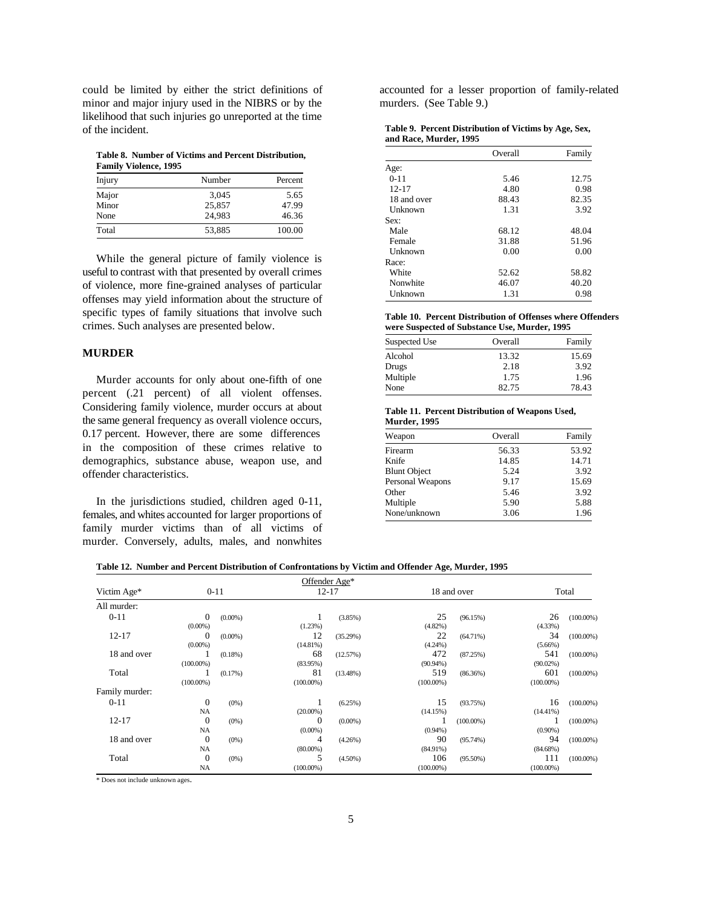could be limited by either the strict definitions of minor and major injury used in the NIBRS or by the likelihood that such injuries go unreported at the time of the incident.

**Table 8. Number of Victims and Percent Distribution, Family Violence, 1995**

| Injury | Number | Percent |
|---|---|---|
| Major | 3,045 | 5.65 |
| Minor | 25,857 | 47.99 |
| None | 24,983 | 46.36 |
| Total | 53,885 | 100.00 |

While the general picture of family violence is useful to contrast with that presented by overall crimes of violence, more fine-grained analyses of particular offenses may yield information about the structure of specific types of family situations that involve such crimes. Such analyses are presented below.

## MURDER

Murder accounts for only about one-fifth of one percent (.21 percent) of all violent offenses. Considering family violence, murder occurs at about the same general frequency as overall violence occurs, 0.17 percent. However, there are some differences in the composition of these crimes relative to demographics, substance abuse, weapon use, and offender characteristics.

In the jurisdictions studied, children aged 0-11, females, and whites accounted for larger proportions of family murder victims than of all victims of murder. Conversely, adults, males, and nonwhites accounted for a lesser proportion of family-related murders. (See Table 9.)

**Table 9. Percent Distribution of Victims by Age, Sex, and Race, Murder, 1995**

| | Overall | Family |
|---|---|---|
| Age: | | |
| 0-11 | 5.46 | 12.75 |
| 12-17 | 4.80 | 0.98 |
| 18 and over | 88.43 | 82.35 |
| Unknown | 1.31 | 3.92 |
| Sex: | | |
| Male | 68.12 | 48.04 |
| Female | 31.88 | 51.96 |
| Unknown | 0.00 | 0.00 |
| Race: | | |
| White | 52.62 | 58.82 |
| Nonwhite | 46.07 | 40.20 |
| Unknown | 1.31 | 0.98 |

**Table 10. Percent Distribution of Offenses where Offenders were Suspected of Substance Use, Murder, 1995**

| Suspected Use | Overall | Family |
|---|---|---|
| Alcohol | 13.32 | 15.69 |
| Drugs | 2.18 | 3.92 |
| Multiple | 1.75 | 1.96 |
| None | 82.75 | 78.43 |

**Table 11. Percent Distribution of Weapons Used, Murder, 1995**

| Weapon | Overall | Family |
|---|---|---|
| Firearm | 56.33 | 53.92 |
| Knife | 14.85 | 14.71 |
| Blunt Object | 5.24 | 3.92 |
| Personal Weapons | 9.17 | 15.69 |
| Other | 5.46 | 3.92 |
| Multiple | 5.90 | 5.88 |
| None/unknown | 3.06 | 1.96 |

**Table 12. Number and Percent Distribution of Confrontations by Victim and Offender Age, Murder, 1995**

| Victim Age* | Offender Age* 0-11 | | 12-17 | | 18 and over | | Total | |
|---|---|---|---|---|---|---|---|---|
| All murder: | | | | | | | | |
| 0-11 | 0 (0.00%) | (0.00%) | 1 (1.23%) | (3.85%) | 25 (4.82%) | (96.15%) | 26 (4.33%) | (100.00%) |
| 12-17 | 0 (0.00%) | (0.00%) | 12 (14.81%) | (35.29%) | 22 (4.24%) | (64.71%) | 34 (5.66%) | (100.00%) |
| 18 and over | 1 (100.00%) | (0.18%) | 68 (83.95%) | (12.57%) | 472 (90.94%) | (87.25%) | 541 (90.02%) | (100.00%) |
| Total | 1 (100.00%) | (0.17%) | 81 (100.00%) | (13.48%) | 519 (100.00%) | (86.36%) | 601 (100.00%) | (100.00%) |
| Family murder: | | | | | | | | |
| 0-11 | 0 NA | (0%) | 1 (20.00%) | (6.25%) | 15 (14.15%) | (93.75%) | 16 (14.41%) | (100.00%) |
| 12-17 | 0 NA | (0%) | 0 (0.00%) | (0.00%) | 1 (0.94%) | (100.00%) | 1 (0.90%) | (100.00%) |
| 18 and over | 0 NA | (0%) | 4 (80.00%) | (4.26%) | 90 (84.91%) | (95.74%) | 94 (84.68%) | (100.00%) |
| Total | 0 NA | (0%) | 5 (100.00%) | (4.50%) | 106 (100.00%) | (95.50%) | 111 (100.00%) | (100.00%) |

* Does not include unknown ages.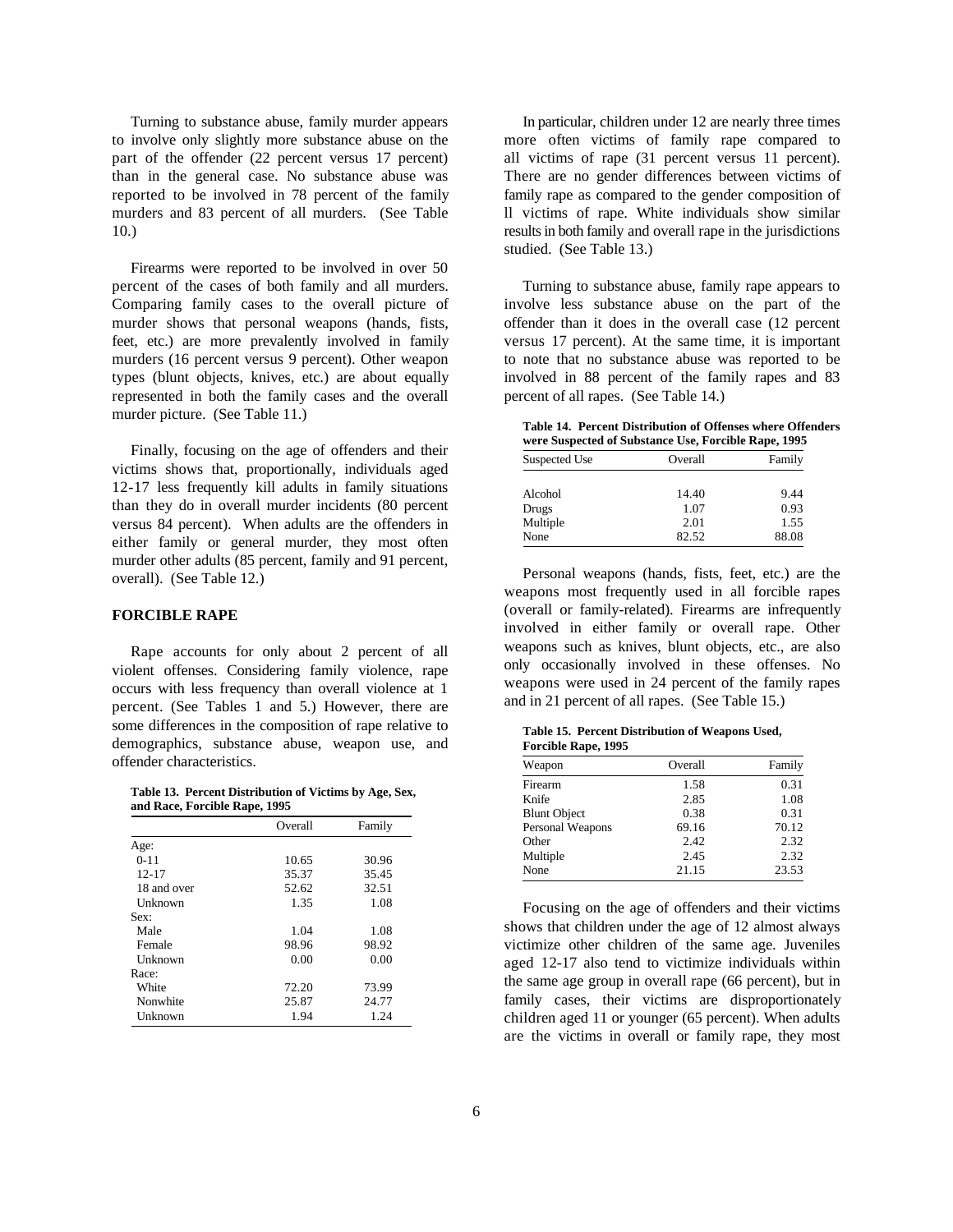Turning to substance abuse, family murder appears to involve only slightly more substance abuse on the part of the offender (22 percent versus 17 percent) than in the general case. No substance abuse was reported to be involved in 78 percent of the family murders and 83 percent of all murders. (See Table 10.)

Firearms were reported to be involved in over 50 percent of the cases of both family and all murders. Comparing family cases to the overall picture of murder shows that personal weapons (hands, fists, feet, etc.) are more prevalently involved in family murders (16 percent versus 9 percent). Other weapon types (blunt objects, knives, etc.) are about equally represented in both the family cases and the overall murder picture. (See Table 11.)

Finally, focusing on the age of offenders and their victims shows that, proportionally, individuals aged 12-17 less frequently kill adults in family situations than they do in overall murder incidents (80 percent versus 84 percent). When adults are the offenders in either family or general murder, they most often murder other adults (85 percent, family and 91 percent, overall). (See Table 12.)

## FORCIBLE RAPE

Rape accounts for only about 2 percent of all violent offenses. Considering family violence, rape occurs with less frequency than overall violence at 1 percent. (See Tables 1 and 5.) However, there are some differences in the composition of rape relative to demographics, substance abuse, weapon use, and offender characteristics.

**Table 13. Percent Distribution of Victims by Age, Sex, and Race, Forcible Rape, 1995**

| | Overall | Family |
|---|---|---|
| Age: | | |
| 0-11 | 10.65 | 30.96 |
| 12-17 | 35.37 | 35.45 |
| 18 and over | 52.62 | 32.51 |
| Unknown | 1.35 | 1.08 |
| Sex: | | |
| Male | 1.04 | 1.08 |
| Female | 98.96 | 98.92 |
| Unknown | 0.00 | 0.00 |
| Race: | | |
| White | 72.20 | 73.99 |
| Nonwhite | 25.87 | 24.77 |
| Unknown | 1.94 | 1.24 |

In particular, children under 12 are nearly three times more often victims of family rape compared to all victims of rape (31 percent versus 11 percent). There are no gender differences between victims of family rape as compared to the gender composition of ll victims of rape. White individuals show similar results in both family and overall rape in the jurisdictions studied. (See Table 13.)

Turning to substance abuse, family rape appears to involve less substance abuse on the part of the offender than it does in the overall case (12 percent versus 17 percent). At the same time, it is important to note that no substance abuse was reported to be involved in 88 percent of the family rapes and 83 percent of all rapes. (See Table 14.)

**Table 14. Percent Distribution of Offenses where Offenders were Suspected of Substance Use, Forcible Rape, 1995**

| Suspected Use | Overall | Family |
|---|---|---|
| Alcohol | 14.40 | 9.44 |
| Drugs | 1.07 | 0.93 |
| Multiple | 2.01 | 1.55 |
| None | 82.52 | 88.08 |

Personal weapons (hands, fists, feet, etc.) are the weapons most frequently used in all forcible rapes (overall or family-related). Firearms are infrequently involved in either family or overall rape. Other weapons such as knives, blunt objects, etc., are also only occasionally involved in these offenses. No weapons were used in 24 percent of the family rapes and in 21 percent of all rapes. (See Table 15.)

**Table 15. Percent Distribution of Weapons Used, Forcible Rape, 1995**

| Weapon | Overall | Family |
|---|---|---|
| Firearm | 1.58 | 0.31 |
| Knife | 2.85 | 1.08 |
| Blunt Object | 0.38 | 0.31 |
| Personal Weapons | 69.16 | 70.12 |
| Other | 2.42 | 2.32 |
| Multiple | 2.45 | 2.32 |
| None | 21.15 | 23.53 |

Focusing on the age of offenders and their victims shows that children under the age of 12 almost always victimize other children of the same age. Juveniles aged 12-17 also tend to victimize individuals within the same age group in overall rape (66 percent), but in family cases, their victims are disproportionately children aged 11 or younger (65 percent). When adults are the victims in overall or family rape, they most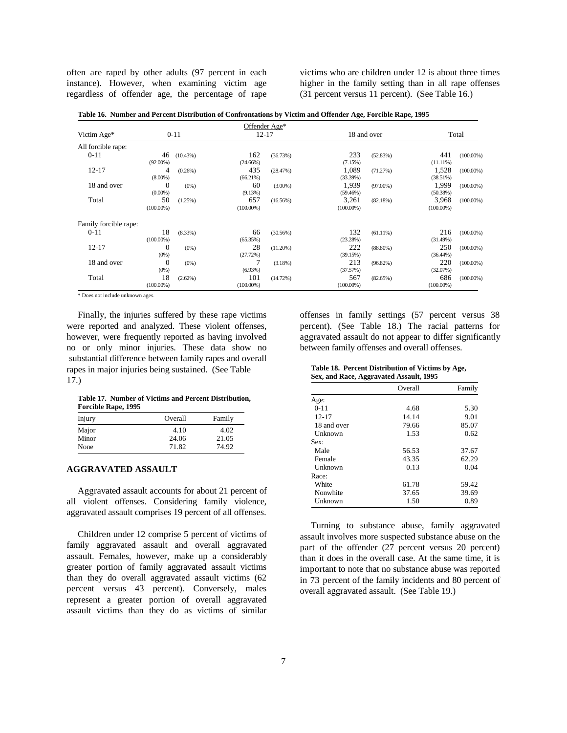often are raped by other adults (97 percent in each instance). However, when examining victim age regardless of offender age, the percentage of rape victims who are children under 12 is about three times higher in the family setting than in all rape offenses (31 percent versus 11 percent). (See Table 16.)

**Table 16. Number and Percent Distribution of Confrontations by Victim and Offender Age, Forcible Rape, 1995**

| Victim Age* | Offender Age* 0-11 | | 12-17 | | 18 and over | | Total | |
|---|---|---|---|---|---|---|---|---|
| All forcible rape: | | | | | | | | |
| 0-11 | 46 (92.00%) | (10.43%) | 162 (24.66%) | (36.73%) | 233 (7.15%) | (52.83%) | 441 (11.11%) | (100.00%) |
| 12-17 | 4 (8.00%) | (0.26%) | 435 (66.21%) | (28.47%) | 1,089 (33.39%) | (71.27%) | 1,528 (38.51%) | (100.00%) |
| 18 and over | 0 (0.00%) | (0%) | 60 (9.13%) | (3.00%) | 1,939 (59.46%) | (97.00%) | 1,999 (50.38%) | (100.00%) |
| Total | 50 (100.00%) | (1.25%) | 657 (100.00%) | (16.56%) | 3,261 (100.00%) | (82.18%) | 3,968 (100.00%) | (100.00%) |
| Family forcible rape: | | | | | | | | |
| 0-11 | 18 (100.00%) | (8.33%) | 66 (65.35%) | (30.56%) | 132 (23.28%) | (61.11%) | 216 (31.49%) | (100.00%) |
| 12-17 | 0 (0%) | (0%) | 28 (27.72%) | (11.20%) | 222 (39.15%) | (88.80%) | 250 (36.44%) | (100.00%) |
| 18 and over | 0 (0%) | (0%) | 7 (6.93%) | (3.18%) | 213 (37.57%) | (96.82%) | 220 (32.07%) | (100.00%) |
| Total | 18 (100.00%) | (2.62%) | 101 (100.00%) | (14.72%) | 567 (100.00%) | (82.65%) | 686 (100.00%) | (100.00%) |

* Does not include unknown ages.

Finally, the injuries suffered by these rape victims were reported and analyzed. These violent offenses, however, were frequently reported as having involved no or only minor injuries. These data show no substantial difference between family rapes and overall rapes in major injuries being sustained. (See Table 17.)

**Table 17. Number of Victims and Percent Distribution, Forcible Rape, 1995**

| Injury | Overall | Family |
|---|---|---|
| Major | 4.10 | 4.02 |
| Minor | 24.06 | 21.05 |
| None | 71.82 | 74.92 |

## AGGRAVATED ASSAULT

Aggravated assault accounts for about 21 percent of all violent offenses. Considering family violence, aggravated assault comprises 19 percent of all offenses.

Children under 12 comprise 5 percent of victims of family aggravated assault and overall aggravated assault. Females, however, make up a considerably greater portion of family aggravated assault victims than they do overall aggravated assault victims (62 percent versus 43 percent). Conversely, males represent a greater portion of overall aggravated assault victims than they do as victims of similar offenses in family settings (57 percent versus 38 percent). (See Table 18.) The racial patterns for aggravated assault do not appear to differ significantly between family offenses and overall offenses.

**Table 18. Percent Distribution of Victims by Age, Sex, and Race, Aggravated Assault, 1995**

| | Overall | Family |
|---|---|---|
| Age: | | |
| 0-11 | 4.68 | 5.30 |
| 12-17 | 14.14 | 9.01 |
| 18 and over | 79.66 | 85.07 |
| Unknown | 1.53 | 0.62 |
| Sex: | | |
| Male | 56.53 | 37.67 |
| Female | 43.35 | 62.29 |
| Unknown | 0.13 | 0.04 |
| Race: | | |
| White | 61.78 | 59.42 |
| Nonwhite | 37.65 | 39.69 |
| Unknown | 1.50 | 0.89 |

Turning to substance abuse, family aggravated assault involves more suspected substance abuse on the part of the offender (27 percent versus 20 percent) than it does in the overall case. At the same time, it is important to note that no substance abuse was reported in 73 percent of the family incidents and 80 percent of overall aggravated assault. (See Table 19.)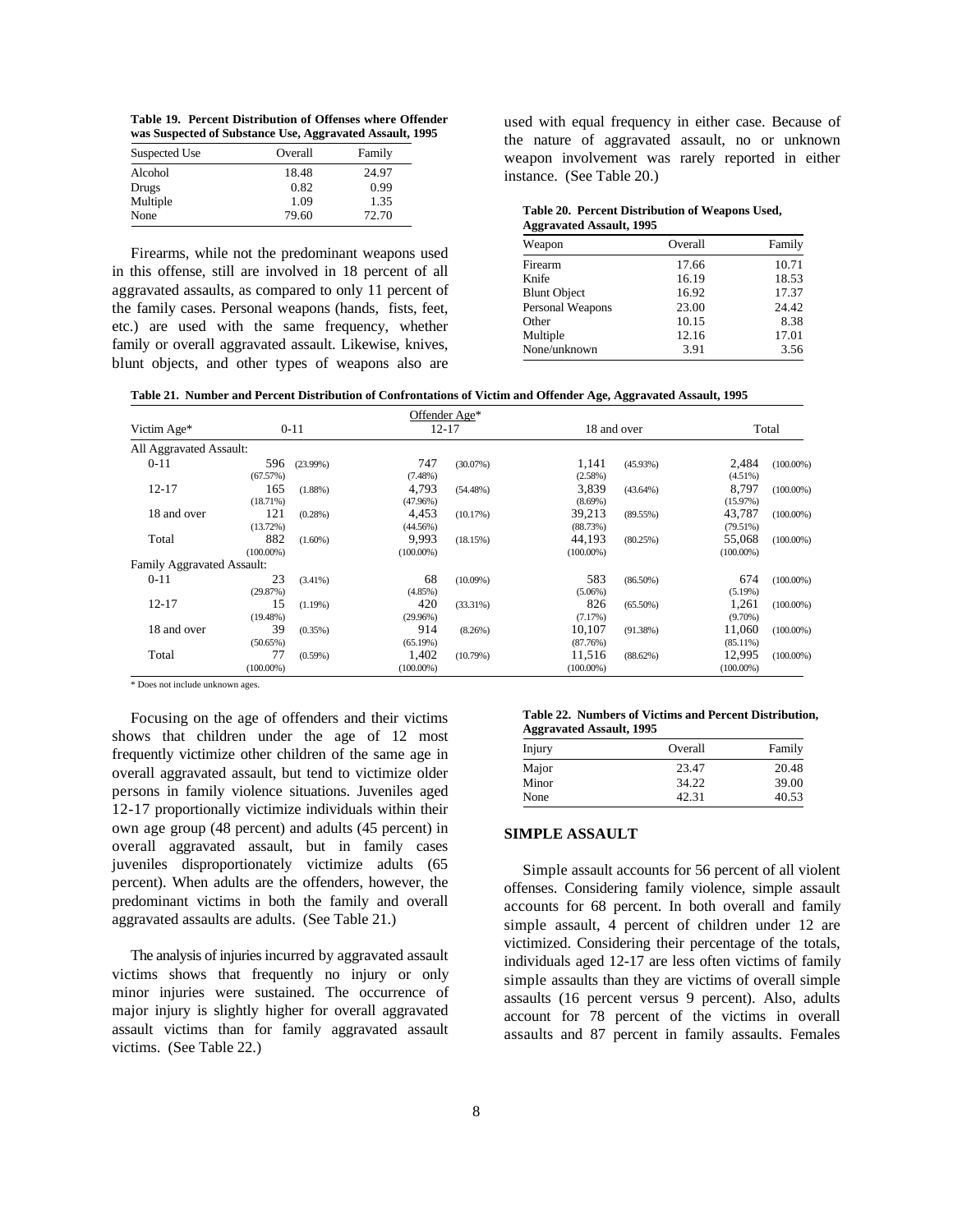**Table 19. Percent Distribution of Offenses where Offender was Suspected of Substance Use, Aggravated Assault, 1995**

| Suspected Use | Overall | Family |
|---|---|---|
| Alcohol | 18.48 | 24.97 |
| Drugs | 0.82 | 0.99 |
| Multiple | 1.09 | 1.35 |
| None | 79.60 | 72.70 |

Firearms, while not the predominant weapons used in this offense, still are involved in 18 percent of all aggravated assaults, as compared to only 11 percent of the family cases. Personal weapons (hands, fists, feet, etc.) are used with the same frequency, whether family or overall aggravated assault. Likewise, knives, blunt objects, and other types of weapons also are used with equal frequency in either case. Because of the nature of aggravated assault, no or unknown weapon involvement was rarely reported in either instance. (See Table 20.)

**Table 20. Percent Distribution of Weapons Used, Aggravated Assault, 1995**

| Weapon | Overall | Family |
|---|---|---|
| Firearm | 17.66 | 10.71 |
| Knife | 16.19 | 18.53 |
| Blunt Object | 16.92 | 17.37 |
| Personal Weapons | 23.00 | 24.42 |
| Other | 10.15 | 8.38 |
| Multiple | 12.16 | 17.01 |
| None/unknown | 3.91 | 3.56 |

**Table 21. Number and Percent Distribution of Confrontations of Victim and Offender Age, Aggravated Assault, 1995**

| Victim Age* | Offender Age* 0-11 | | 12-17 | | 18 and over | | Total | |
|---|---|---|---|---|---|---|---|---|
| All Aggravated Assault: | | | | | | | | |
| 0-11 | 596 (67.57%) | (23.99%) | 747 (7.48%) | (30.07%) | 1,141 (2.58%) | (45.93%) | 2,484 (4.51%) | (100.00%) |
| 12-17 | 165 (18.71%) | (1.88%) | 4,793 (47.96%) | (54.48%) | 3,839 (8.69%) | (43.64%) | 8,797 (15.97%) | (100.00%) |
| 18 and over | 121 (13.72%) | (0.28%) | 4,453 (44.56%) | (10.17%) | 39,213 (88.73%) | (89.55%) | 43,787 (79.51%) | (100.00%) |
| Total | 882 (100.00%) | (1.60%) | 9,993 (100.00%) | (18.15%) | 44,193 (100.00%) | (80.25%) | 55,068 (100.00%) | (100.00%) |
| Family Aggravated Assault: | | | | | | | | |
| 0-11 | 23 (29.87%) | (3.41%) | 68 (4.85%) | (10.09%) | 583 (5.06%) | (86.50%) | 674 (5.19%) | (100.00%) |
| 12-17 | 15 (19.48%) | (1.19%) | 420 (29.96%) | (33.31%) | 826 (7.17%) | (65.50%) | 1,261 (9.70%) | (100.00%) |
| 18 and over | 39 (50.65%) | (0.35%) | 914 (65.19%) | (8.26%) | 10,107 (87.76%) | (91.38%) | 11,060 (85.11%) | (100.00%) |
| Total | 77 (100.00%) | (0.59%) | 1,402 (100.00%) | (10.79%) | 11,516 (100.00%) | (88.62%) | 12,995 (100.00%) | (100.00%) |

\* Does not include unknown ages.

Focusing on the age of offenders and their victims shows that children under the age of 12 most frequently victimize other children of the same age in overall aggravated assault, but tend to victimize older persons in family violence situations. Juveniles aged 12-17 proportionally victimize individuals within their own age group (48 percent) and adults (45 percent) in overall aggravated assault, but in family cases juveniles disproportionately victimize adults (65 percent). When adults are the offenders, however, the predominant victims in both the family and overall aggravated assaults are adults. (See Table 21.)

The analysis of injuries incurred by aggravated assault victims shows that frequently no injury or only minor injuries were sustained. The occurrence of major injury is slightly higher for overall aggravated assault victims than for family aggravated assault victims. (See Table 22.)

**Table 22. Numbers of Victims and Percent Distribution, Aggravated Assault, 1995**

| Injury | Overall | Family |
|---|---|---|
| Major | 23.47 | 20.48 |
| Minor | 34.22 | 39.00 |
| None | 42.31 | 40.53 |

## SIMPLE ASSAULT

Simple assault accounts for 56 percent of all violent offenses. Considering family violence, simple assault accounts for 68 percent. In both overall and family simple assault, 4 percent of children under 12 are victimized. Considering their percentage of the totals, individuals aged 12-17 are less often victims of family simple assaults than they are victims of overall simple assaults (16 percent versus 9 percent). Also, adults account for 78 percent of the victims in overall assaults and 87 percent in family assaults. Females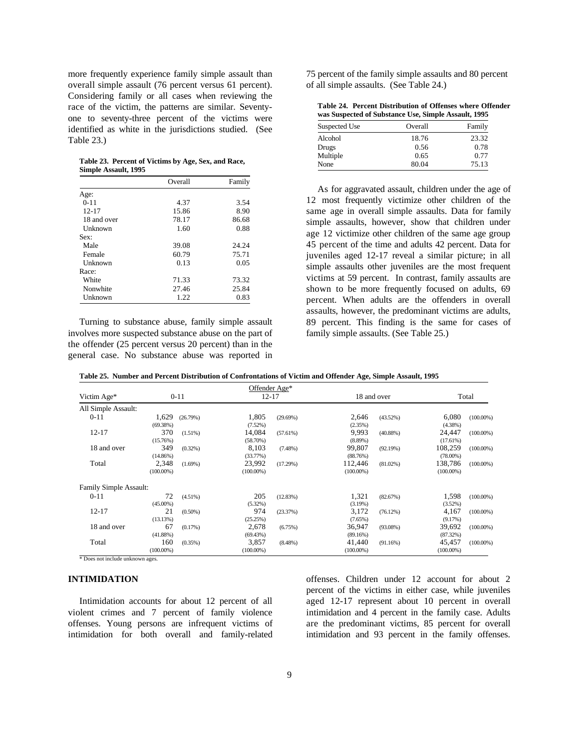more frequently experience family simple assault than overall simple assault (76 percent versus 61 percent). Considering family or all cases when reviewing the race of the victim, the patterns are similar. Seventy-one to seventy-three percent of the victims were identified as white in the jurisdictions studied. (See Table 23.)

**Table 23. Percent of Victims by Age, Sex, and Race, Simple Assault, 1995**

| | Overall | Family |
|---|---|---|
| Age: | | |
| 0-11 | 4.37 | 3.54 |
| 12-17 | 15.86 | 8.90 |
| 18 and over | 78.17 | 86.68 |
| Unknown | 1.60 | 0.88 |
| Sex: | | |
| Male | 39.08 | 24.24 |
| Female | 60.79 | 75.71 |
| Unknown | 0.13 | 0.05 |
| Race: | | |
| White | 71.33 | 73.32 |
| Nonwhite | 27.46 | 25.84 |
| Unknown | 1.22 | 0.83 |

Turning to substance abuse, family simple assault involves more suspected substance abuse on the part of the offender (25 percent versus 20 percent) than in the general case. No substance abuse was reported in 75 percent of the family simple assaults and 80 percent of all simple assaults. (See Table 24.)

**Table 24. Percent Distribution of Offenses where Offender was Suspected of Substance Use, Simple Assault, 1995**

| Suspected Use | Overall | Family |
|---|---|---|
| Alcohol | 18.76 | 23.32 |
| Drugs | 0.56 | 0.78 |
| Multiple | 0.65 | 0.77 |
| None | 80.04 | 75.13 |

As for aggravated assault, children under the age of 12 most frequently victimize other children of the same age in overall simple assaults. Data for family simple assaults, however, show that children under age 12 victimize other children of the same age group 45 percent of the time and adults 42 percent. Data for juveniles aged 12-17 reveal a similar picture; in all simple assaults other juveniles are the most frequent victims at 59 percent. In contrast, family assaults are shown to be more frequently focused on adults, 69 percent. When adults are the offenders in overall assaults, however, the predominant victims are adults, 89 percent. This finding is the same for cases of family simple assaults. (See Table 25.)

**Table 25. Number and Percent Distribution of Confrontations of Victim and Offender Age, Simple Assault, 1995**

| Victim Age* | Offender Age* 0-11 | | 12-17 | | 18 and over | | Total | |
|---|---|---|---|---|---|---|---|---|
| **All Simple Assault:** | | | | | | | | |
| 0-11 | 1,629 (69.38%) | (26.79%) | 1,805 (7.52%) | (29.69%) | 2,646 (2.35%) | (43.52%) | 6,080 (4.38%) | (100.00%) |
| 12-17 | 370 (15.76%) | (1.51%) | 14,084 (58.70%) | (57.61%) | 9,993 (8.89%) | (40.88%) | 24,447 (17.61%) | (100.00%) |
| 18 and over | 349 (14.86%) | (0.32%) | 8,103 (33.77%) | (7.48%) | 99,807 (88.76%) | (92.19%) | 108,259 (78.00%) | (100.00%) |
| Total | 2,348 (100.00%) | (1.69%) | 23,992 (100.00%) | (17.29%) | 112,446 (100.00%) | (81.02%) | 138,786 (100.00%) | (100.00%) |
| **Family Simple Assault:** | | | | | | | | |
| 0-11 | 72 (45.00%) | (4.51%) | 205 (5.32%) | (12.83%) | 1,321 (3.19%) | (82.67%) | 1,598 (3.52%) | (100.00%) |
| 12-17 | 21 (13.13%) | (0.50%) | 974 (25.25%) | (23.37%) | 3,172 (7.65%) | (76.12%) | 4,167 (9.17%) | (100.00%) |
| 18 and over | 67 (41.88%) | (0.17%) | 2,678 (69.43%) | (6.75%) | 36,947 (89.16%) | (93.08%) | 39,692 (87.32%) | (100.00%) |
| Total | 160 (100.00%) | (0.35%) | 3,857 (100.00%) | (8.48%) | 41,440 (100.00%) | (91.16%) | 45,457 (100.00%) | (100.00%) |

\* Does not include unknown ages.

## INTIMIDATION

Intimidation accounts for about 12 percent of all violent crimes and 7 percent of family violence offenses. Young persons are infrequent victims of intimidation for both overall and family-related offenses. Children under 12 account for about 2 percent of the victims in either case, while juveniles aged 12-17 represent about 10 percent in overall intimidation and 4 percent in the family case. Adults are the predominant victims, 85 percent for overall intimidation and 93 percent in the family offenses.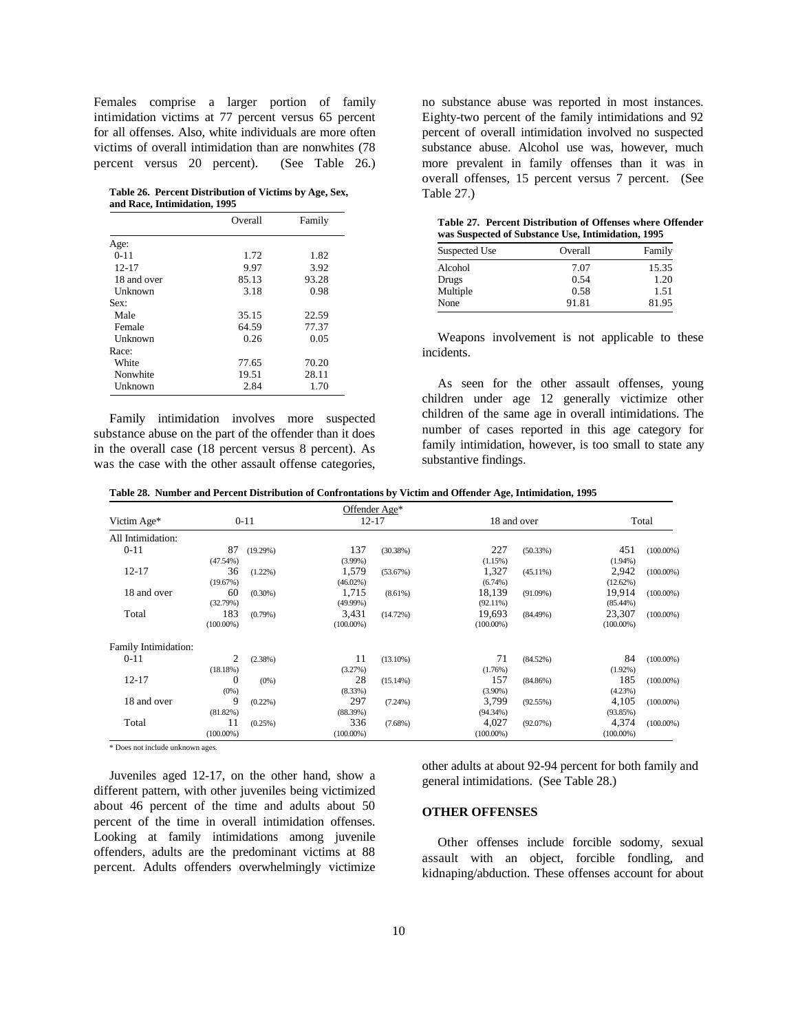Females comprise a larger portion of family intimidation victims at 77 percent versus 65 percent for all offenses. Also, white individuals are more often victims of overall intimidation than are nonwhites (78 percent versus 20 percent). (See Table 26.)

**Table 26. Percent Distribution of Victims by Age, Sex, and Race, Intimidation, 1995**

| | Overall | Family |
|---|---|---|
| Age: | | |
| 0-11 | 1.72 | 1.82 |
| 12-17 | 9.97 | 3.92 |
| 18 and over | 85.13 | 93.28 |
| Unknown | 3.18 | 0.98 |
| Sex: | | |
| Male | 35.15 | 22.59 |
| Female | 64.59 | 77.37 |
| Unknown | 0.26 | 0.05 |
| Race: | | |
| White | 77.65 | 70.20 |
| Nonwhite | 19.51 | 28.11 |
| Unknown | 2.84 | 1.70 |

Family intimidation involves more suspected substance abuse on the part of the offender than it does in the overall case (18 percent versus 8 percent). As was the case with the other assault offense categories, no substance abuse was reported in most instances. Eighty-two percent of the family intimidations and 92 percent of overall intimidation involved no suspected substance abuse. Alcohol use was, however, much more prevalent in family offenses than it was in overall offenses, 15 percent versus 7 percent. (See Table 27.)

**Table 27. Percent Distribution of Offenses where Offender was Suspected of Substance Use, Intimidation, 1995**

| Suspected Use | Overall | Family |
|---|---|---|
| Alcohol | 7.07 | 15.35 |
| Drugs | 0.54 | 1.20 |
| Multiple | 0.58 | 1.51 |
| None | 91.81 | 81.95 |

Weapons involvement is not applicable to these incidents.

As seen for the other assault offenses, young children under age 12 generally victimize other children of the same age in overall intimidations. The number of cases reported in this age category for family intimidation, however, is too small to state any substantive findings.

**Table 28. Number and Percent Distribution of Confrontations by Victim and Offender Age, Intimidation, 1995**

| Victim Age* | Offender Age* 0-11 | | 12-17 | | 18 and over | | Total | |
|---|---|---|---|---|---|---|---|---|
| All Intimidation: | | | | | | | | |
| 0-11 | 87 | (19.29%) | 137 | (30.38%) | 227 | (50.33%) | 451 | (100.00%) |
| | (47.54%) | | (3.99%) | | (1.15%) | | (1.94%) | |
| 12-17 | 36 | (1.22%) | 1,579 | (53.67%) | 1,327 | (45.11%) | 2,942 | (100.00%) |
| | (19.67%) | | (46.02%) | | (6.74%) | | (12.62%) | |
| 18 and over | 60 | (0.30%) | 1,715 | (8.61%) | 18,139 | (91.09%) | 19,914 | (100.00%) |
| | (32.79%) | | (49.99%) | | (92.11%) | | (85.44%) | |
| Total | 183 | (0.79%) | 3,431 | (14.72%) | 19,693 | (84.49%) | 23,307 | (100.00%) |
| | (100.00%) | | (100.00%) | | (100.00%) | | (100.00%) | |
| Family Intimidation: | | | | | | | | |
| 0-11 | 2 | (2.38%) | 11 | (13.10%) | 71 | (84.52%) | 84 | (100.00%) |
| | (18.18%) | | (3.27%) | | (1.76%) | | (1.92%) | |
| 12-17 | 0 | (0%) | 28 | (15.14%) | 157 | (84.86%) | 185 | (100.00%) |
| | (0%) | | (8.33%) | | (3.90%) | | (4.23%) | |
| 18 and over | 9 | (0.22%) | 297 | (7.24%) | 3,799 | (92.55%) | 4,105 | (100.00%) |
| | (81.82%) | | (88.39%) | | (94.34%) | | (93.85%) | |
| Total | 11 | (0.25%) | 336 | (7.68%) | 4,027 | (92.07%) | 4,374 | (100.00%) |
| | (100.00%) | | (100.00%) | | (100.00%) | | (100.00%) | |

\* Does not include unknown ages.

Juveniles aged 12-17, on the other hand, show a different pattern, with other juveniles being victimized about 46 percent of the time and adults about 50 percent of the time in overall intimidation offenses. Looking at family intimidations among juvenile offenders, adults are the predominant victims at 88 percent. Adults offenders overwhelmingly victimize other adults at about 92-94 percent for both family and general intimidations. (See Table 28.)

### OTHER OFFENSES

Other offenses include forcible sodomy, sexual assault with an object, forcible fondling, and kidnaping/abduction. These offenses account for about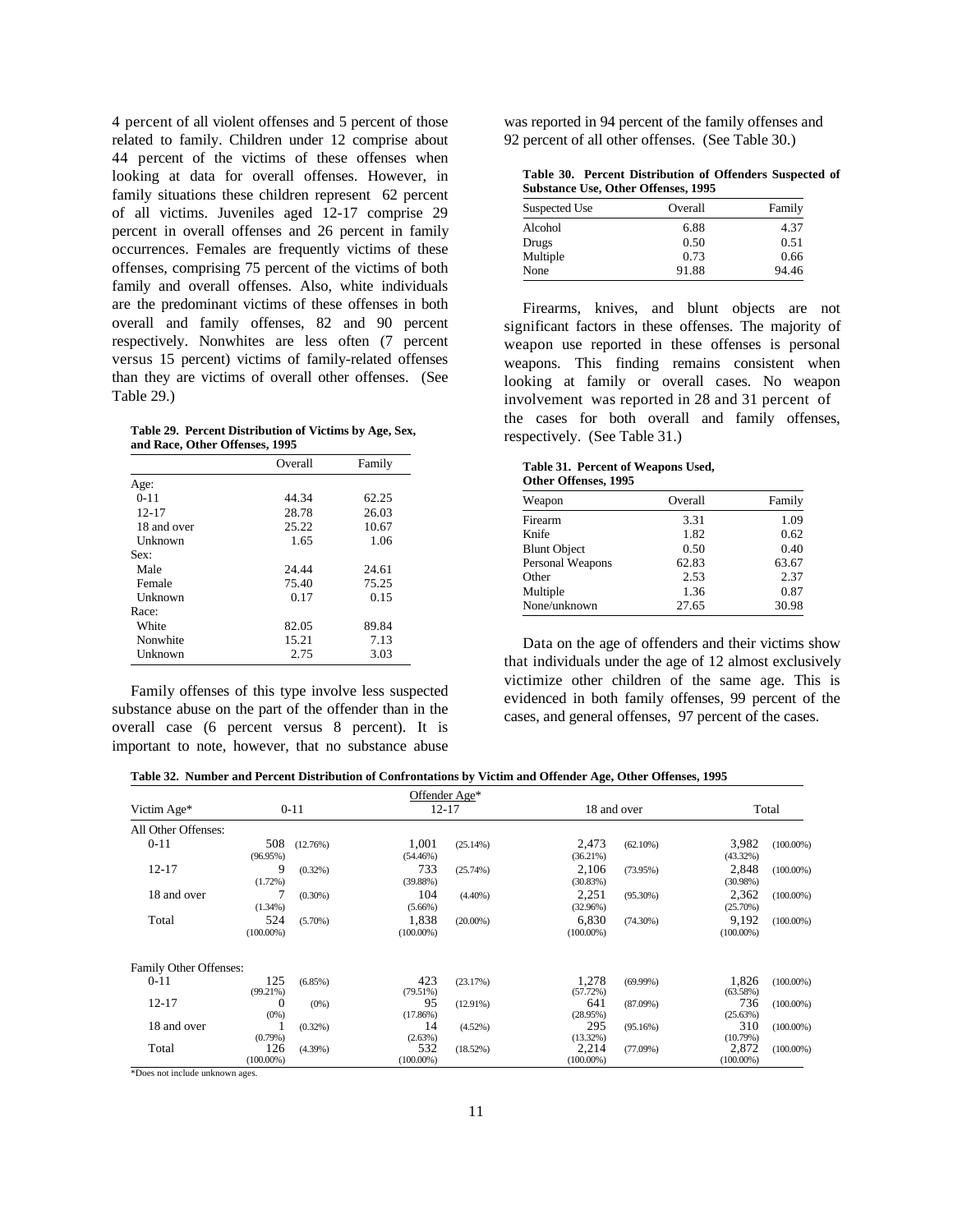4 percent of all violent offenses and 5 percent of those related to family. Children under 12 comprise about 44 percent of the victims of these offenses when looking at data for overall offenses. However, in family situations these children represent 62 percent of all victims. Juveniles aged 12-17 comprise 29 percent in overall offenses and 26 percent in family occurrences. Females are frequently victims of these offenses, comprising 75 percent of the victims of both family and overall offenses. Also, white individuals are the predominant victims of these offenses in both overall and family offenses, 82 and 90 percent respectively. Nonwhites are less often (7 percent versus 15 percent) victims of family-related offenses than they are victims of overall other offenses. (See Table 29.)

**Table 29. Percent Distribution of Victims by Age, Sex, and Race, Other Offenses, 1995**

| | Overall | Family |
|---|---|---|
| Age: | | |
| 0-11 | 44.34 | 62.25 |
| 12-17 | 28.78 | 26.03 |
| 18 and over | 25.22 | 10.67 |
| Unknown | 1.65 | 1.06 |
| Sex: | | |
| Male | 24.44 | 24.61 |
| Female | 75.40 | 75.25 |
| Unknown | 0.17 | 0.15 |
| Race: | | |
| White | 82.05 | 89.84 |
| Nonwhite | 15.21 | 7.13 |
| Unknown | 2.75 | 3.03 |

Family offenses of this type involve less suspected substance abuse on the part of the offender than in the overall case (6 percent versus 8 percent). It is important to note, however, that no substance abuse was reported in 94 percent of the family offenses and 92 percent of all other offenses. (See Table 30.)

**Table 30. Percent Distribution of Offenders Suspected of Substance Use, Other Offenses, 1995**

| Suspected Use | Overall | Family |
|---|---|---|
| Alcohol | 6.88 | 4.37 |
| Drugs | 0.50 | 0.51 |
| Multiple | 0.73 | 0.66 |
| None | 91.88 | 94.46 |

Firearms, knives, and blunt objects are not significant factors in these offenses. The majority of weapon use reported in these offenses is personal weapons. This finding remains consistent when looking at family or overall cases. No weapon involvement was reported in 28 and 31 percent of the cases for both overall and family offenses, respectively. (See Table 31.)

**Table 31. Percent of Weapons Used, Other Offenses, 1995**

| Weapon | Overall | Family |
|---|---|---|
| Firearm | 3.31 | 1.09 |
| Knife | 1.82 | 0.62 |
| Blunt Object | 0.50 | 0.40 |
| Personal Weapons | 62.83 | 63.67 |
| Other | 2.53 | 2.37 |
| Multiple | 1.36 | 0.87 |
| None/unknown | 27.65 | 30.98 |

Data on the age of offenders and their victims show that individuals under the age of 12 almost exclusively victimize other children of the same age. This is evidenced in both family offenses, 99 percent of the cases, and general offenses, 97 percent of the cases.

**Table 32. Number and Percent Distribution of Confrontations by Victim and Offender Age, Other Offenses, 1995**

| Victim Age* | Offender Age* 0-11 | | 12-17 | | 18 and over | | Total | |
|---|---|---|---|---|---|---|---|---|
| All Other Offenses: | | | | | | | | |
| 0-11 | 508 (96.95%) | (12.76%) | 1,001 (54.46%) | (25.14%) | 2,473 (36.21%) | (62.10%) | 3,982 (43.32%) | (100.00%) |
| 12-17 | 9 (1.72%) | (0.32%) | 733 (39.88%) | (25.74%) | 2,106 (30.83%) | (73.95%) | 2,848 (30.98%) | (100.00%) |
| 18 and over | 7 (1.34%) | (0.30%) | 104 (5.66%) | (4.40%) | 2,251 (32.96%) | (95.30%) | 2,362 (25.70%) | (100.00%) |
| Total | 524 (100.00%) | (5.70%) | 1,838 (100.00%) | (20.00%) | 6,830 (100.00%) | (74.30%) | 9,192 (100.00%) | (100.00%) |
| Family Other Offenses: | | | | | | | | |
| 0-11 | 125 (99.21%) | (6.85%) | 423 (79.51%) | (23.17%) | 1,278 (57.72%) | (69.99%) | 1,826 (63.58%) | (100.00%) |
| 12-17 | 0 (0%) | (0%) | 95 (17.86%) | (12.91%) | 641 (28.95%) | (87.09%) | 736 (25.63%) | (100.00%) |
| 18 and over | 1 (0.79%) | (0.32%) | 14 (2.63%) | (4.52%) | 295 (13.32%) | (95.16%) | 310 (10.79%) | (100.00%) |
| Total | 126 (100.00%) | (4.39%) | 532 (100.00%) | (18.52%) | 2,214 (100.00%) | (77.09%) | 2,872 (100.00%) | (100.00%) |

*Does not include unknown ages.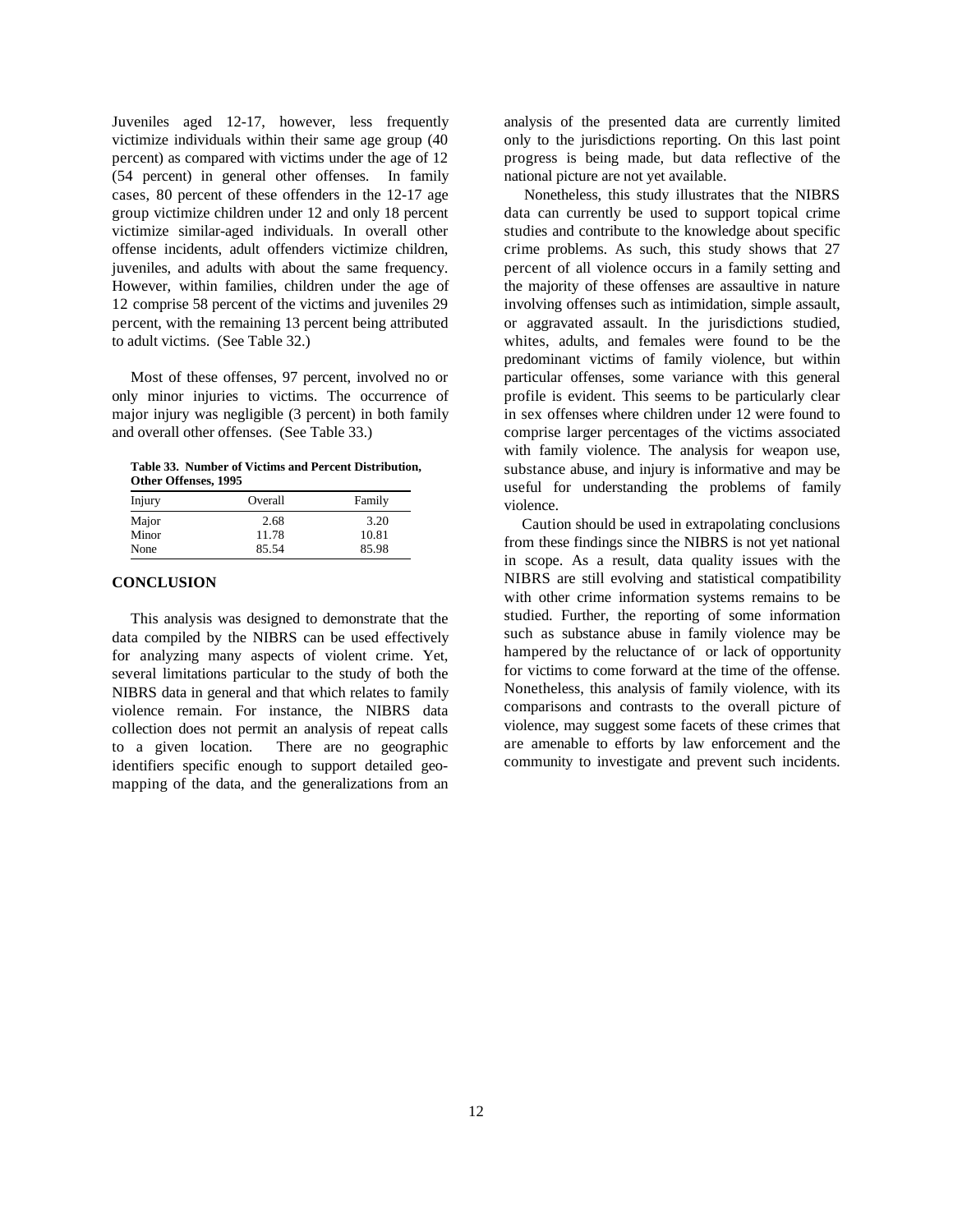Juveniles aged 12-17, however, less frequently victimize individuals within their same age group (40 percent) as compared with victims under the age of 12 (54 percent) in general other offenses. In family cases, 80 percent of these offenders in the 12-17 age group victimize children under 12 and only 18 percent victimize similar-aged individuals. In overall other offense incidents, adult offenders victimize children, juveniles, and adults with about the same frequency. However, within families, children under the age of 12 comprise 58 percent of the victims and juveniles 29 percent, with the remaining 13 percent being attributed to adult victims. (See Table 32.)

Most of these offenses, 97 percent, involved no or only minor injuries to victims. The occurrence of major injury was negligible (3 percent) in both family and overall other offenses. (See Table 33.)

**Table 33. Number of Victims and Percent Distribution, Other Offenses, 1995**

| Injury | Overall | Family |
|---|---|---|
| Major | 2.68 | 3.20 |
| Minor | 11.78 | 10.81 |
| None | 85.54 | 85.98 |

## CONCLUSION

This analysis was designed to demonstrate that the data compiled by the NIBRS can be used effectively for analyzing many aspects of violent crime. Yet, several limitations particular to the study of both the NIBRS data in general and that which relates to family violence remain. For instance, the NIBRS data collection does not permit an analysis of repeat calls to a given location. There are no geographic identifiers specific enough to support detailed geo-mapping of the data, and the generalizations from an analysis of the presented data are currently limited only to the jurisdictions reporting. On this last point progress is being made, but data reflective of the national picture are not yet available.

Nonetheless, this study illustrates that the NIBRS data can currently be used to support topical crime studies and contribute to the knowledge about specific crime problems. As such, this study shows that 27 percent of all violence occurs in a family setting and the majority of these offenses are assaultive in nature involving offenses such as intimidation, simple assault, or aggravated assault. In the jurisdictions studied, whites, adults, and females were found to be the predominant victims of family violence, but within particular offenses, some variance with this general profile is evident. This seems to be particularly clear in sex offenses where children under 12 were found to comprise larger percentages of the victims associated with family violence. The analysis for weapon use, substance abuse, and injury is informative and may be useful for understanding the problems of family violence.

Caution should be used in extrapolating conclusions from these findings since the NIBRS is not yet national in scope. As a result, data quality issues with the NIBRS are still evolving and statistical compatibility with other crime information systems remains to be studied. Further, the reporting of some information such as substance abuse in family violence may be hampered by the reluctance of or lack of opportunity for victims to come forward at the time of the offense. Nonetheless, this analysis of family violence, with its comparisons and contrasts to the overall picture of violence, may suggest some facets of these crimes that are amenable to efforts by law enforcement and the community to investigate and prevent such incidents.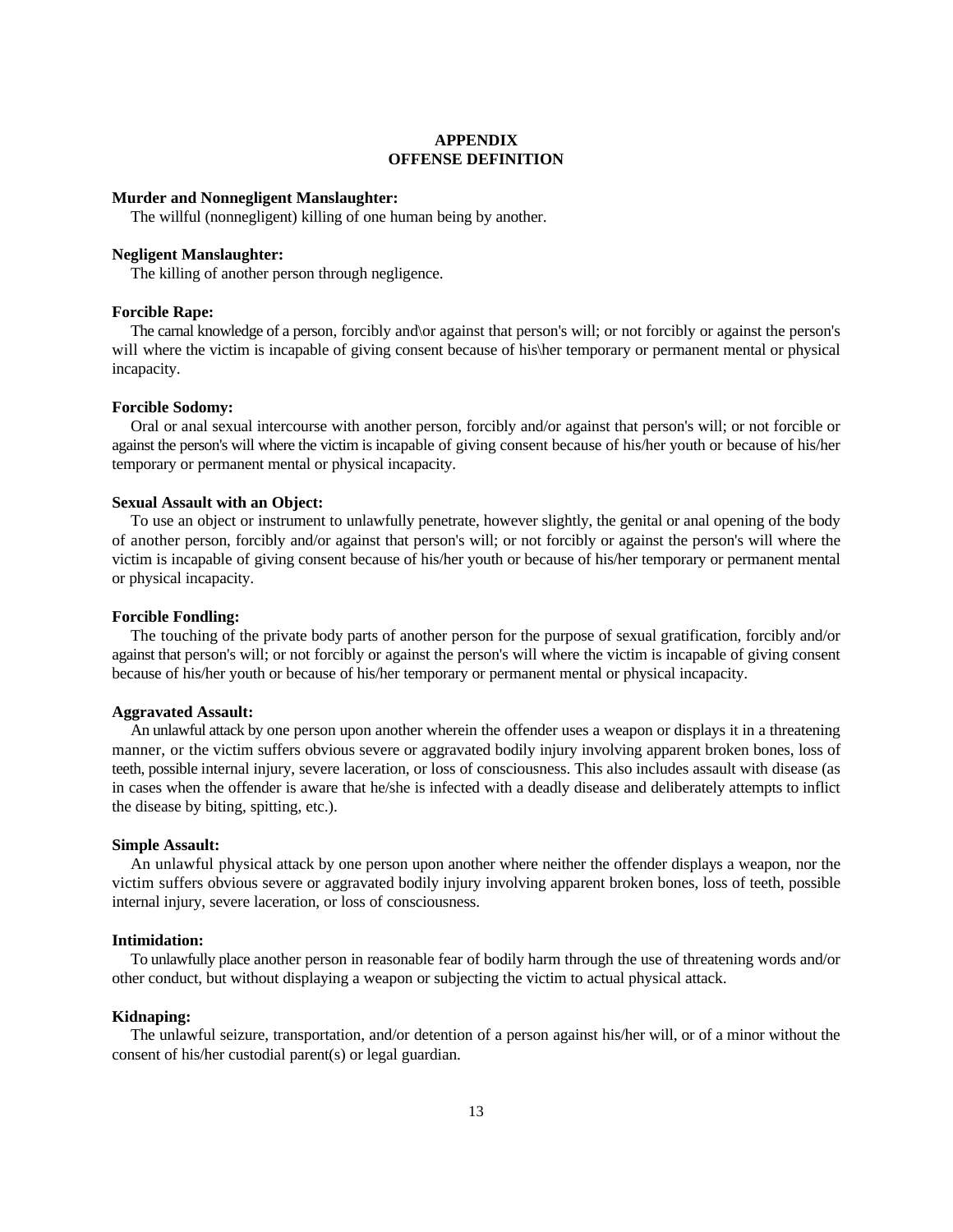# APPENDIX
# OFFENSE DEFINITION

**Murder and Nonnegligent Manslaughter:**
The willful (nonnegligent) killing of one human being by another.

**Negligent Manslaughter:**
The killing of another person through negligence.

**Forcible Rape:**
The carnal knowledge of a person, forcibly and\or against that person's will; or not forcibly or against the person's will where the victim is incapable of giving consent because of his\her temporary or permanent mental or physical incapacity.

**Forcible Sodomy:**
Oral or anal sexual intercourse with another person, forcibly and/or against that person's will; or not forcible or against the person's will where the victim is incapable of giving consent because of his/her youth or because of his/her temporary or permanent mental or physical incapacity.

**Sexual Assault with an Object:**
To use an object or instrument to unlawfully penetrate, however slightly, the genital or anal opening of the body of another person, forcibly and/or against that person's will; or not forcibly or against the person's will where the victim is incapable of giving consent because of his/her youth or because of his/her temporary or permanent mental or physical incapacity.

**Forcible Fondling:**
The touching of the private body parts of another person for the purpose of sexual gratification, forcibly and/or against that person's will; or not forcibly or against the person's will where the victim is incapable of giving consent because of his/her youth or because of his/her temporary or permanent mental or physical incapacity.

**Aggravated Assault:**
An unlawful attack by one person upon another wherein the offender uses a weapon or displays it in a threatening manner, or the victim suffers obvious severe or aggravated bodily injury involving apparent broken bones, loss of teeth, possible internal injury, severe laceration, or loss of consciousness. This also includes assault with disease (as in cases when the offender is aware that he/she is infected with a deadly disease and deliberately attempts to inflict the disease by biting, spitting, etc.).

**Simple Assault:**
An unlawful physical attack by one person upon another where neither the offender displays a weapon, nor the victim suffers obvious severe or aggravated bodily injury involving apparent broken bones, loss of teeth, possible internal injury, severe laceration, or loss of consciousness.

**Intimidation:**
To unlawfully place another person in reasonable fear of bodily harm through the use of threatening words and/or other conduct, but without displaying a weapon or subjecting the victim to actual physical attack.

**Kidnaping:**
The unlawful seizure, transportation, and/or detention of a person against his/her will, or of a minor without the consent of his/her custodial parent(s) or legal guardian.